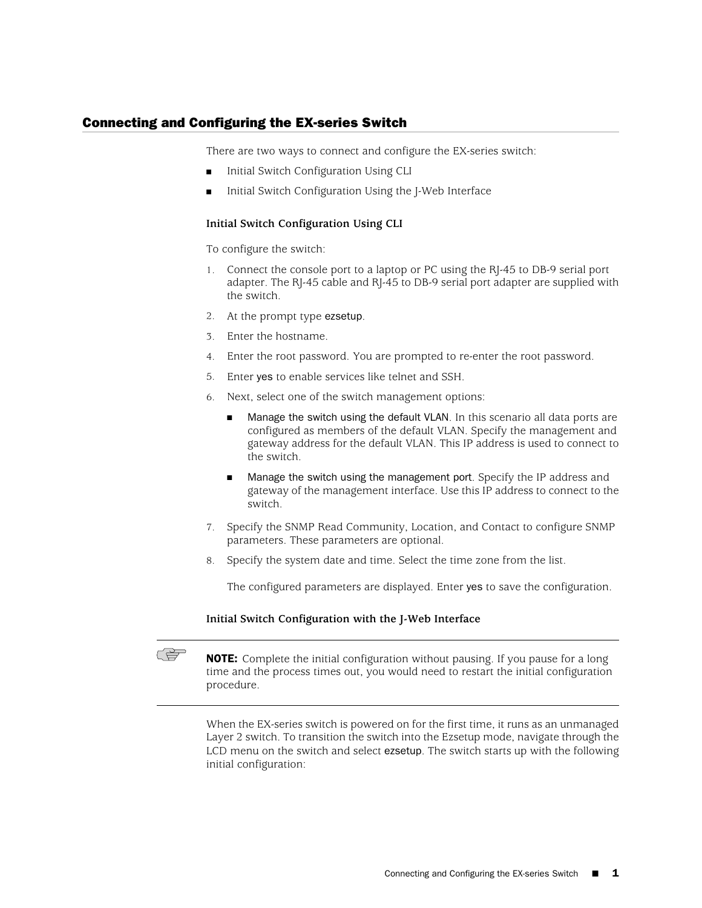## Connecting and Configuring the EX-series Switch

There are two ways to connect and configure the EX-series switch:

- Initial Switch Configuration Using CLI
- Initial Switch Configuration Using the J-Web Interface

### Initial Switch Configuration Using CLI

To configure the switch:

1. Connect the console port to a laptop or PC using the RJ-45 to DB-9 serial port adapter. The RJ-45 cable and RJ-45 to DB-9 serial port adapter are supplied with the switch.
2. At the prompt type `ezsetup`.
3. Enter the hostname.
4. Enter the root password. You are prompted to re-enter the root password.
5. Enter `yes` to enable services like telnet and SSH.
6. Next, select one of the switch management options:
   - Manage the switch using the default VLAN. In this scenario all data ports are configured as members of the default VLAN. Specify the management and gateway address for the default VLAN. This IP address is used to connect to the switch.
   - Manage the switch using the management port. Specify the IP address and gateway of the management interface. Use this IP address to connect to the switch.
7. Specify the SNMP Read Community, Location, and Contact to configure SNMP parameters. These parameters are optional.
8. Specify the system date and time. Select the time zone from the list.

   The configured parameters are displayed. Enter `yes` to save the configuration.

### Initial Switch Configuration with the J-Web Interface

**NOTE:** Complete the initial configuration without pausing. If you pause for a long time and the process times out, you would need to restart the initial configuration procedure.

When the EX-series switch is powered on for the first time, it runs as an unmanaged Layer 2 switch. To transition the switch into the Ezsetup mode, navigate through the LCD menu on the switch and select `ezsetup`. The switch starts up with the following initial configuration: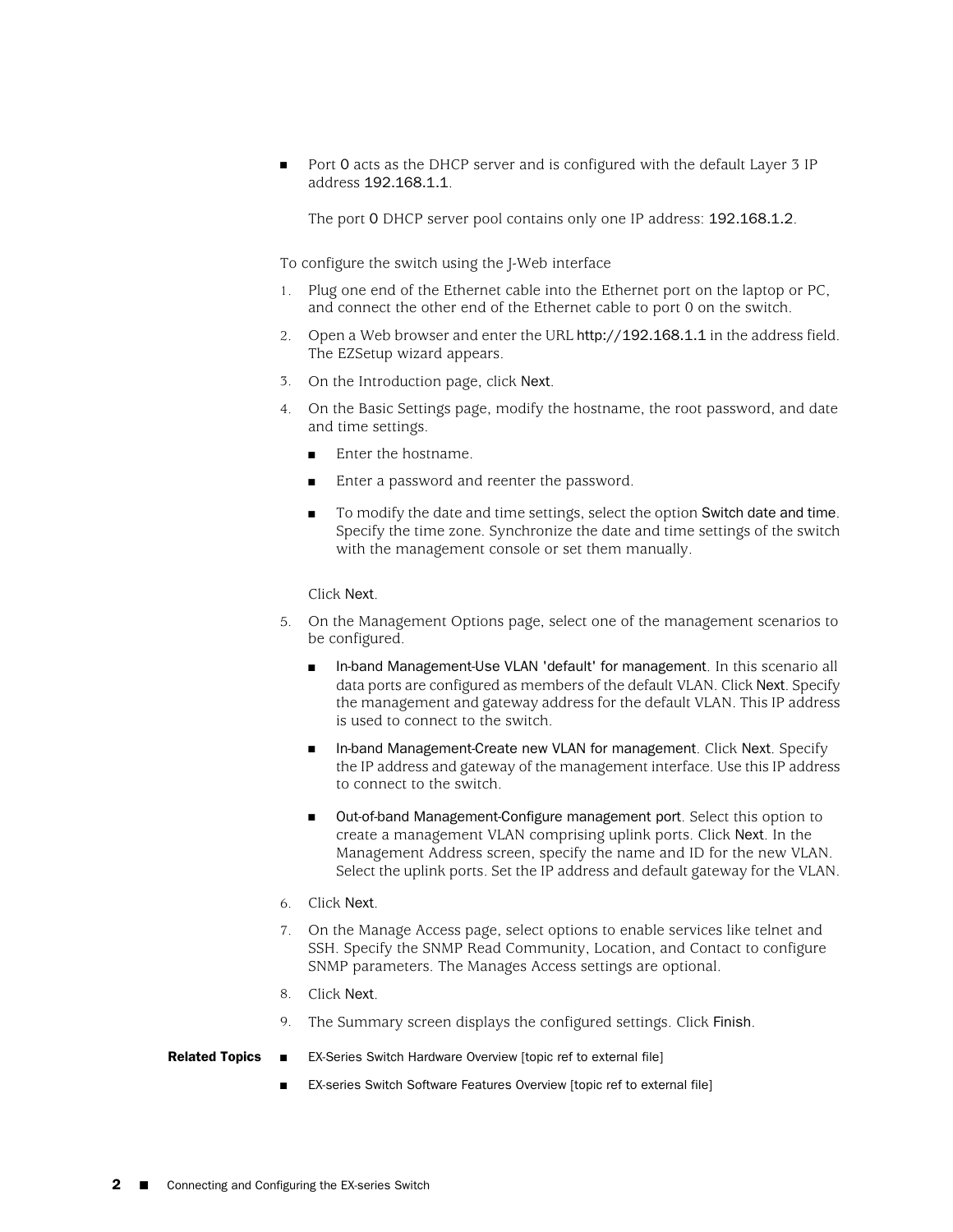- Port 0 acts as the DHCP server and is configured with the default Layer 3 IP address 192.168.1.1.

  The port 0 DHCP server pool contains only one IP address: 192.168.1.2.

To configure the switch using the J-Web interface

1. Plug one end of the Ethernet cable into the Ethernet port on the laptop or PC, and connect the other end of the Ethernet cable to port 0 on the switch.
2. Open a Web browser and enter the URL http://192.168.1.1 in the address field. The EZSetup wizard appears.
3. On the Introduction page, click Next.
4. On the Basic Settings page, modify the hostname, the root password, and date and time settings.
   - Enter the hostname.
   - Enter a password and reenter the password.
   - To modify the date and time settings, select the option Switch date and time. Specify the time zone. Synchronize the date and time settings of the switch with the management console or set them manually.

   Click Next.
5. On the Management Options page, select one of the management scenarios to be configured.
   - In-band Management-Use VLAN 'default' for management. In this scenario all data ports are configured as members of the default VLAN. Click Next. Specify the management and gateway address for the default VLAN. This IP address is used to connect to the switch.
   - In-band Management-Create new VLAN for management. Click Next. Specify the IP address and gateway of the management interface. Use this IP address to connect to the switch.
   - Out-of-band Management-Configure management port. Select this option to create a management VLAN comprising uplink ports. Click Next. In the Management Address screen, specify the name and ID for the new VLAN. Select the uplink ports. Set the IP address and default gateway for the VLAN.
6. Click Next.
7. On the Manage Access page, select options to enable services like telnet and SSH. Specify the SNMP Read Community, Location, and Contact to configure SNMP parameters. The Manages Access settings are optional.
8. Click Next.
9. The Summary screen displays the configured settings. Click Finish.

**Related Topics**

- EX-Series Switch Hardware Overview [topic ref to external file]
- EX-series Switch Software Features Overview [topic ref to external file]